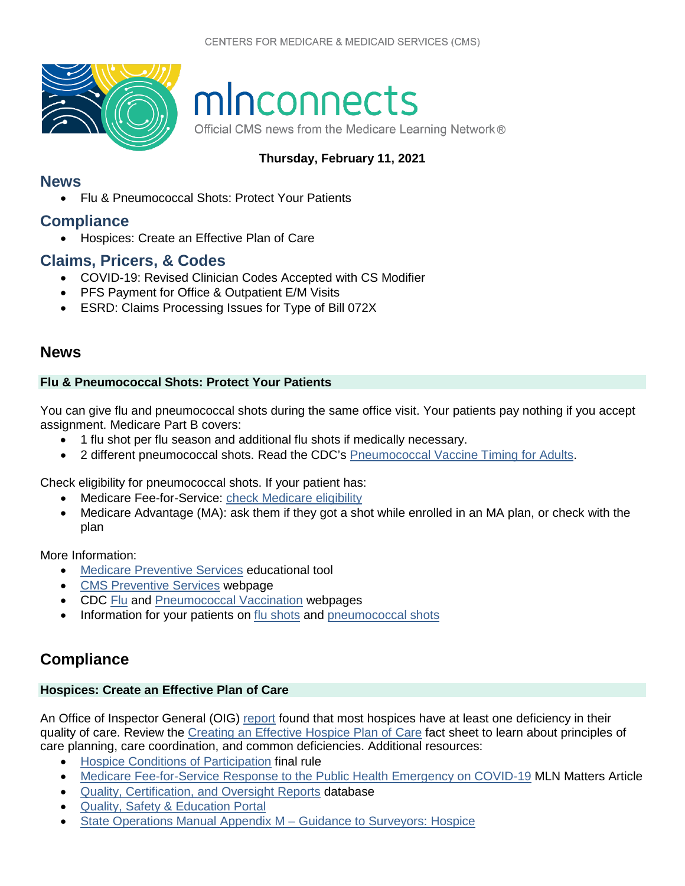CENTERS FOR MEDICARE & MEDICAID SERVICES (CMS)

# mlnconnects

Official CMS news from the Medicare Learning Network®

**Thursday, February 11, 2021**

## News

- Flu & Pneumococcal Shots: Protect Your Patients

## Compliance

- Hospices: Create an Effective Plan of Care

## Claims, Pricers, & Codes

- COVID-19: Revised Clinician Codes Accepted with CS Modifier
- PFS Payment for Office & Outpatient E/M Visits
- ESRD: Claims Processing Issues for Type of Bill 072X

## News

### Flu & Pneumococcal Shots: Protect Your Patients

You can give flu and pneumococcal shots during the same office visit. Your patients pay nothing if you accept assignment. Medicare Part B covers:

- 1 flu shot per flu season and additional flu shots if medically necessary.
- 2 different pneumococcal shots. Read the CDC's Pneumococcal Vaccine Timing for Adults.

Check eligibility for pneumococcal shots. If your patient has:

- Medicare Fee-for-Service: check Medicare eligibility
- Medicare Advantage (MA): ask them if they got a shot while enrolled in an MA plan, or check with the plan

More Information:

- Medicare Preventive Services educational tool
- CMS Preventive Services webpage
- CDC Flu and Pneumococcal Vaccination webpages
- Information for your patients on flu shots and pneumococcal shots

## Compliance

### Hospices: Create an Effective Plan of Care

An Office of Inspector General (OIG) report found that most hospices have at least one deficiency in their quality of care. Review the Creating an Effective Hospice Plan of Care fact sheet to learn about principles of care planning, care coordination, and common deficiencies. Additional resources:

- Hospice Conditions of Participation final rule
- Medicare Fee-for-Service Response to the Public Health Emergency on COVID-19 MLN Matters Article
- Quality, Certification, and Oversight Reports database
- Quality, Safety & Education Portal
- State Operations Manual Appendix M – Guidance to Surveyors: Hospice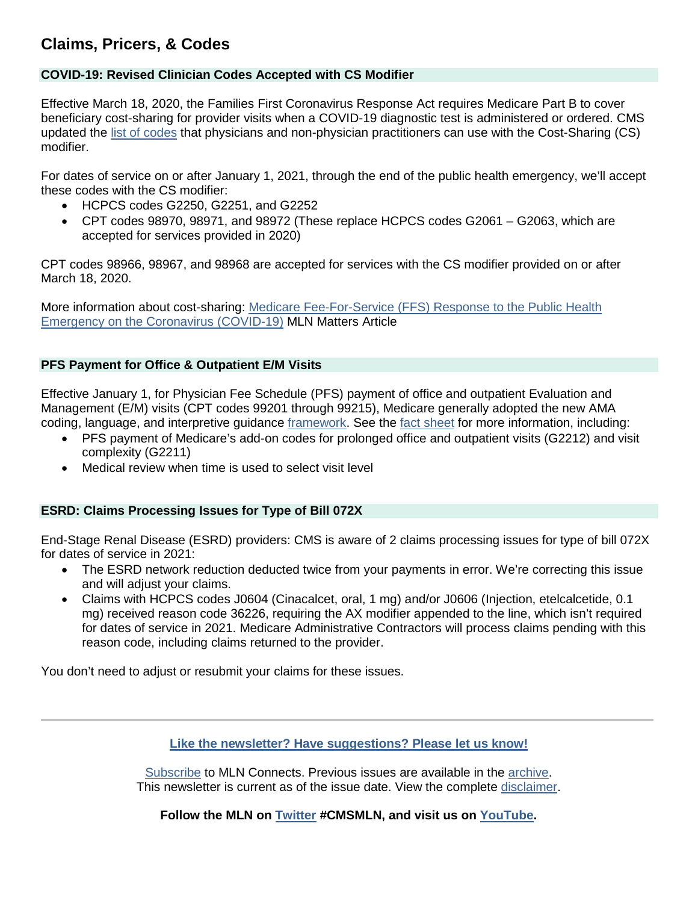# Claims, Pricers, & Codes

### COVID-19: Revised Clinician Codes Accepted with CS Modifier

Effective March 18, 2020, the Families First Coronavirus Response Act requires Medicare Part B to cover beneficiary cost-sharing for provider visits when a COVID-19 diagnostic test is administered or ordered. CMS updated the list of codes that physicians and non-physician practitioners can use with the Cost-Sharing (CS) modifier.

For dates of service on or after January 1, 2021, through the end of the public health emergency, we'll accept these codes with the CS modifier:

- HCPCS codes G2250, G2251, and G2252
- CPT codes 98970, 98971, and 98972 (These replace HCPCS codes G2061 – G2063, which are accepted for services provided in 2020)

CPT codes 98966, 98967, and 98968 are accepted for services with the CS modifier provided on or after March 18, 2020.

More information about cost-sharing: Medicare Fee-For-Service (FFS) Response to the Public Health Emergency on the Coronavirus (COVID-19) MLN Matters Article

### PFS Payment for Office & Outpatient E/M Visits

Effective January 1, for Physician Fee Schedule (PFS) payment of office and outpatient Evaluation and Management (E/M) visits (CPT codes 99201 through 99215), Medicare generally adopted the new AMA coding, language, and interpretive guidance framework. See the fact sheet for more information, including:

- PFS payment of Medicare's add-on codes for prolonged office and outpatient visits (G2212) and visit complexity (G2211)
- Medical review when time is used to select visit level

### ESRD: Claims Processing Issues for Type of Bill 072X

End-Stage Renal Disease (ESRD) providers: CMS is aware of 2 claims processing issues for type of bill 072X for dates of service in 2021:

- The ESRD network reduction deducted twice from your payments in error. We're correcting this issue and will adjust your claims.
- Claims with HCPCS codes J0604 (Cinacalcet, oral, 1 mg) and/or J0606 (Injection, etelcalcetide, 0.1 mg) received reason code 36226, requiring the AX modifier appended to the line, which isn't required for dates of service in 2021. Medicare Administrative Contractors will process claims pending with this reason code, including claims returned to the provider.

You don't need to adjust or resubmit your claims for these issues.

---

**Like the newsletter? Have suggestions? Please let us know!**

Subscribe to MLN Connects. Previous issues are available in the archive.
This newsletter is current as of the issue date. View the complete disclaimer.

**Follow the MLN on Twitter #CMSMLN, and visit us on YouTube.**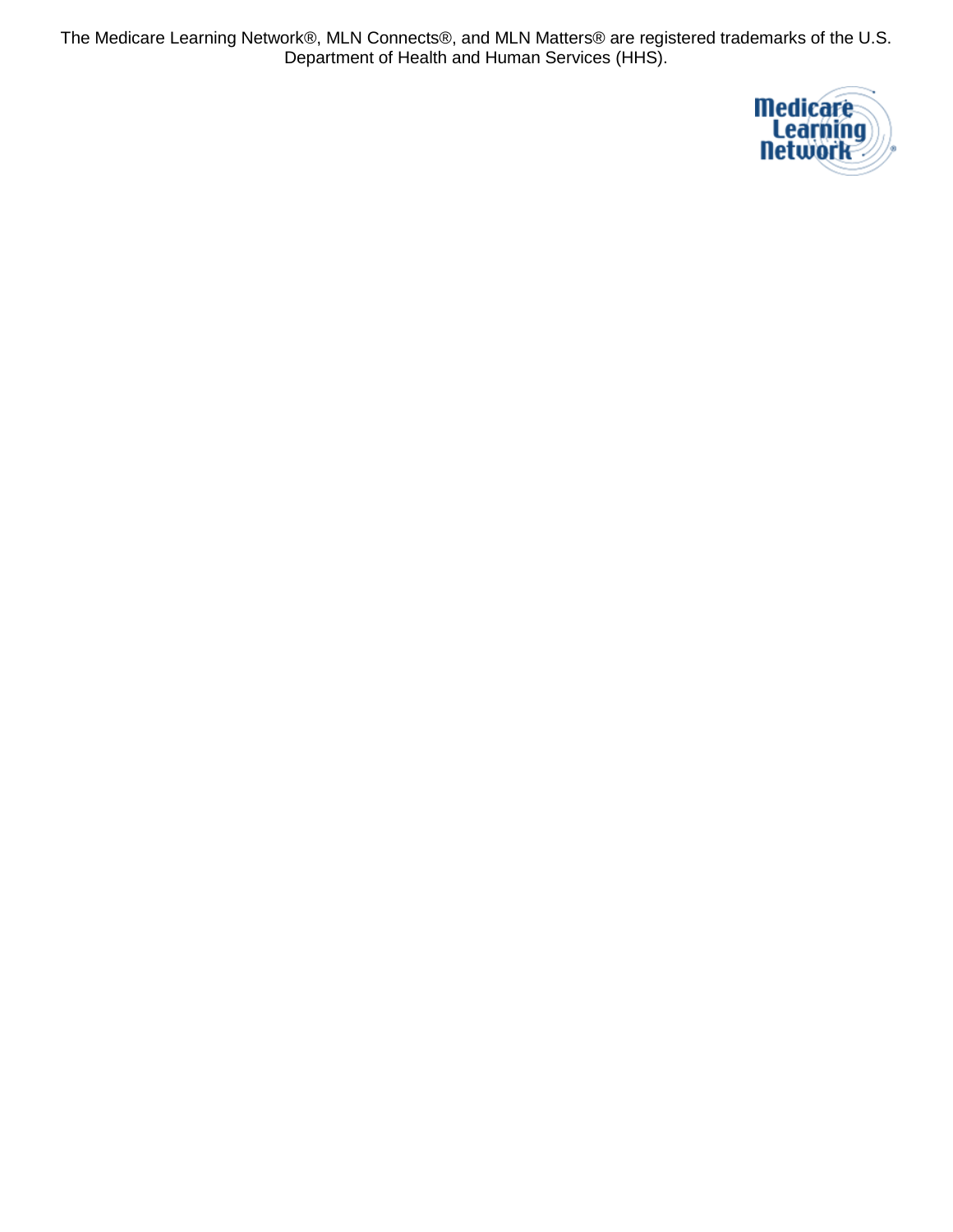The Medicare Learning Network®, MLN Connects®, and MLN Matters® are registered trademarks of the U.S. Department of Health and Human Services (HHS).